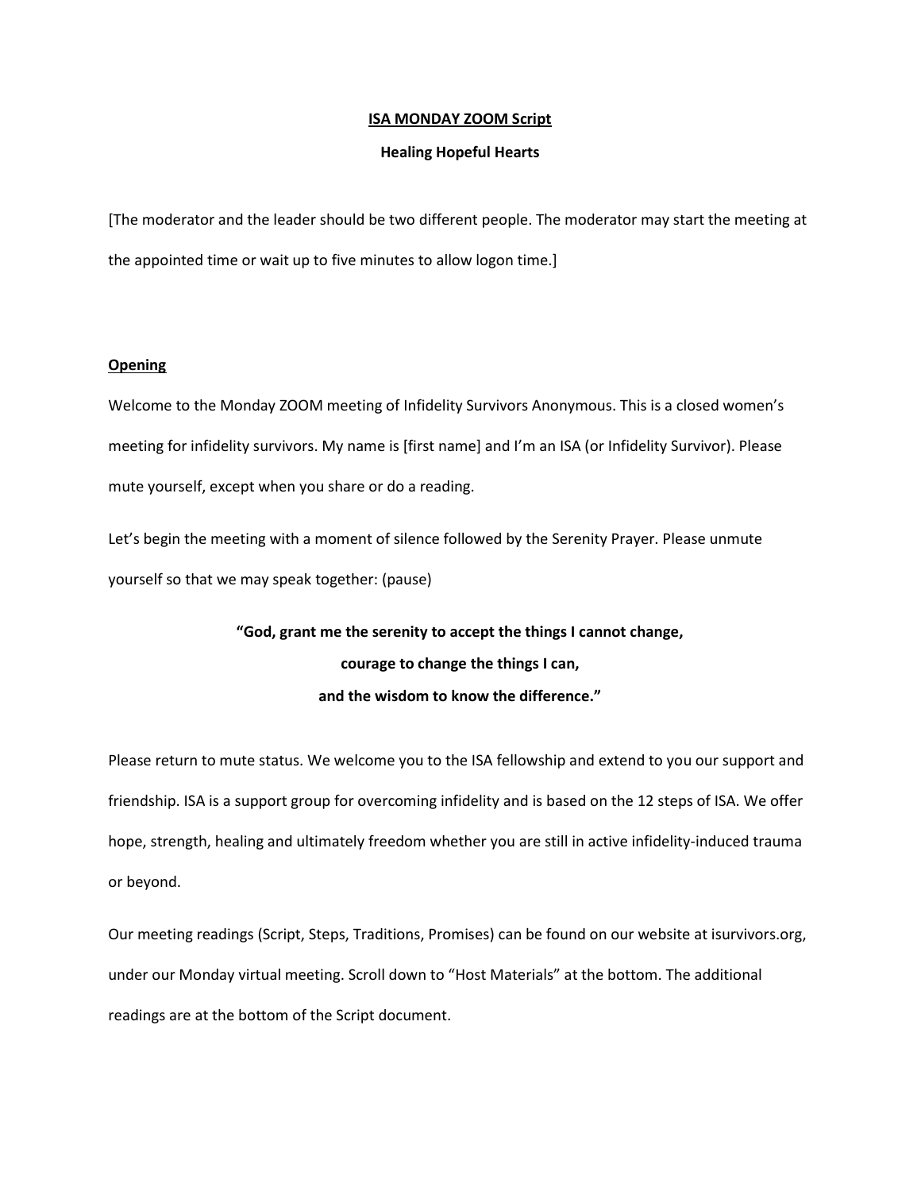**ISA MONDAY ZOOM Script**

**Healing Hopeful Hearts**

[The moderator and the leader should be two different people. The moderator may start the meeting at the appointed time or wait up to five minutes to allow logon time.]

**Opening**

Welcome to the Monday ZOOM meeting of Infidelity Survivors Anonymous. This is a closed women's meeting for infidelity survivors. My name is [first name] and I'm an ISA (or Infidelity Survivor). Please mute yourself, except when you share or do a reading.

Let's begin the meeting with a moment of silence followed by the Serenity Prayer. Please unmute yourself so that we may speak together: (pause)

**"God, grant me the serenity to accept the things I cannot change,**
**courage to change the things I can,**
**and the wisdom to know the difference."**

Please return to mute status. We welcome you to the ISA fellowship and extend to you our support and friendship. ISA is a support group for overcoming infidelity and is based on the 12 steps of ISA. We offer hope, strength, healing and ultimately freedom whether you are still in active infidelity-induced trauma or beyond.

Our meeting readings (Script, Steps, Traditions, Promises) can be found on our website at isurvivors.org, under our Monday virtual meeting. Scroll down to "Host Materials" at the bottom. The additional readings are at the bottom of the Script document.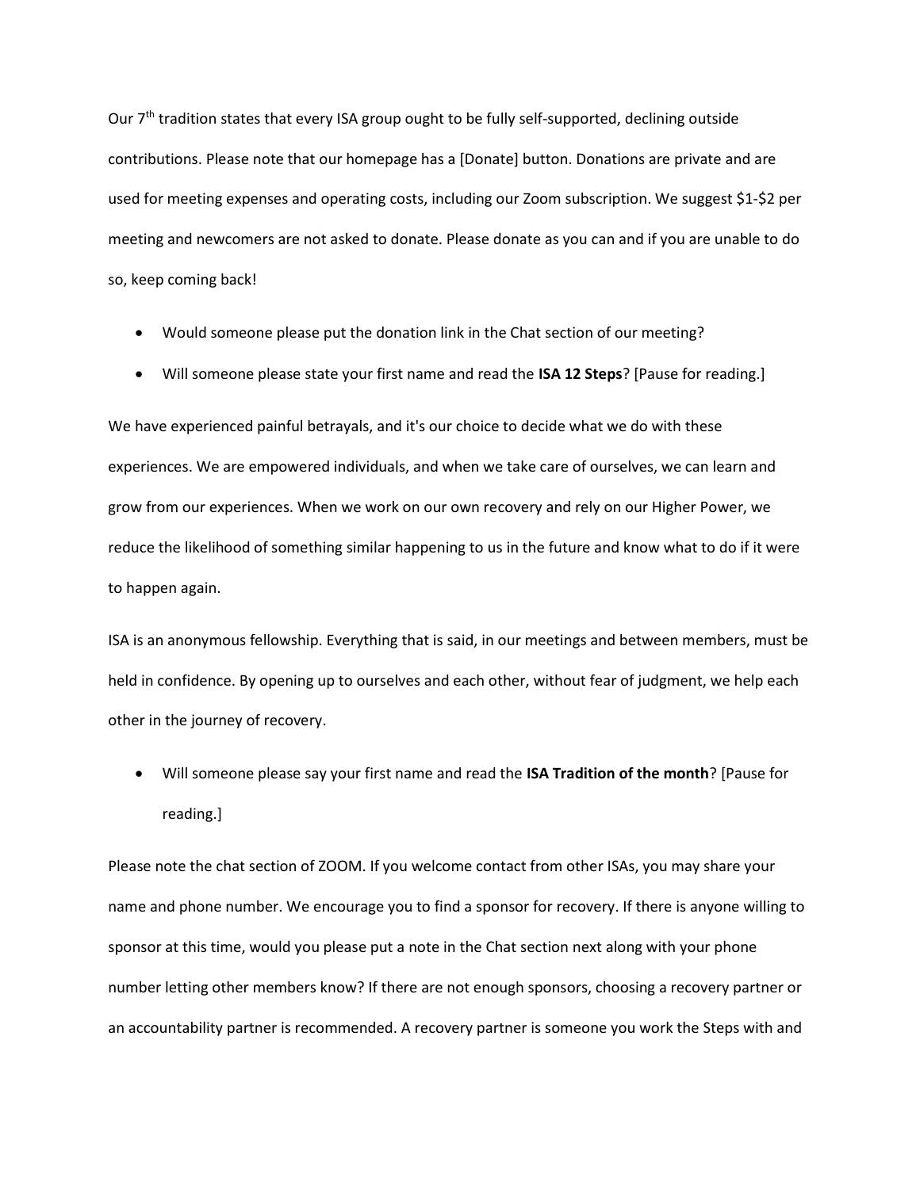Our 7th tradition states that every ISA group ought to be fully self-supported, declining outside contributions. Please note that our homepage has a [Donate] button. Donations are private and are used for meeting expenses and operating costs, including our Zoom subscription. We suggest $1-$2 per meeting and newcomers are not asked to donate. Please donate as you can and if you are unable to do so, keep coming back!

- Would someone please put the donation link in the Chat section of our meeting?
- Will someone please state your first name and read the **ISA 12 Steps**? [Pause for reading.]

We have experienced painful betrayals, and it's our choice to decide what we do with these experiences. We are empowered individuals, and when we take care of ourselves, we can learn and grow from our experiences. When we work on our own recovery and rely on our Higher Power, we reduce the likelihood of something similar happening to us in the future and know what to do if it were to happen again.

ISA is an anonymous fellowship. Everything that is said, in our meetings and between members, must be held in confidence. By opening up to ourselves and each other, without fear of judgment, we help each other in the journey of recovery.

- Will someone please say your first name and read the **ISA Tradition of the month**? [Pause for reading.]

Please note the chat section of ZOOM. If you welcome contact from other ISAs, you may share your name and phone number. We encourage you to find a sponsor for recovery. If there is anyone willing to sponsor at this time, would you please put a note in the Chat section next along with your phone number letting other members know? If there are not enough sponsors, choosing a recovery partner or an accountability partner is recommended. A recovery partner is someone you work the Steps with and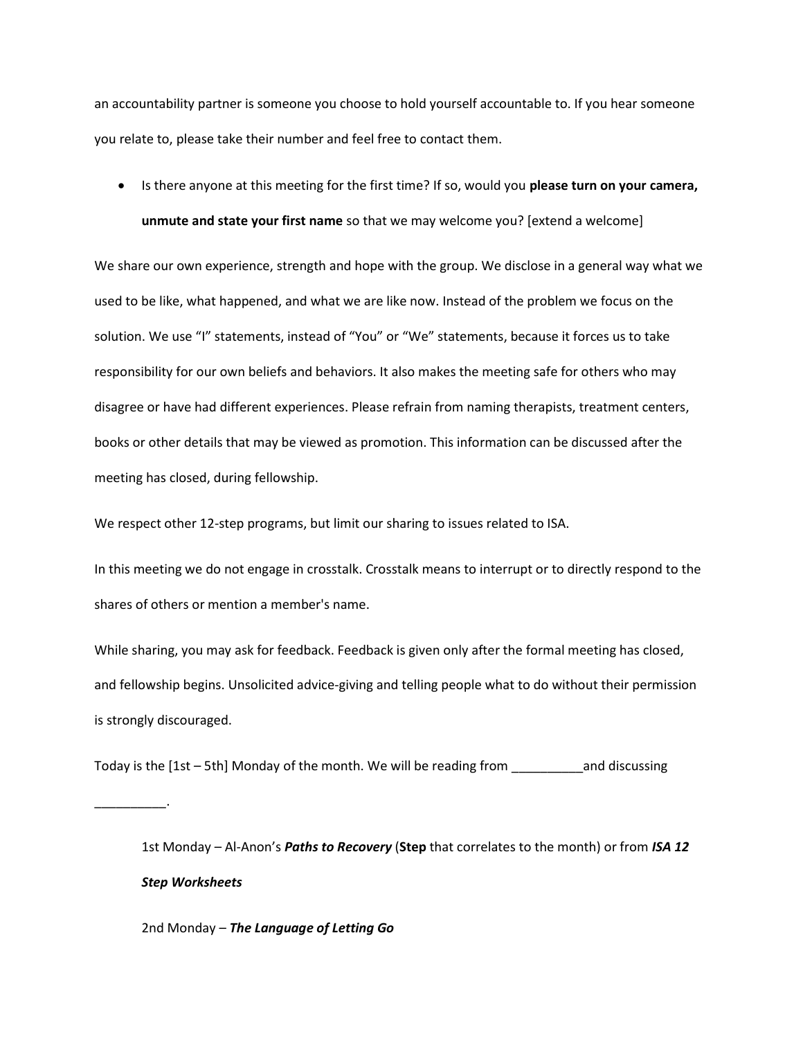an accountability partner is someone you choose to hold yourself accountable to. If you hear someone you relate to, please take their number and feel free to contact them.

- Is there anyone at this meeting for the first time? If so, would you **please turn on your camera, unmute and state your first name** so that we may welcome you? [extend a welcome]

We share our own experience, strength and hope with the group. We disclose in a general way what we used to be like, what happened, and what we are like now. Instead of the problem we focus on the solution. We use "I" statements, instead of "You" or "We" statements, because it forces us to take responsibility for our own beliefs and behaviors. It also makes the meeting safe for others who may disagree or have had different experiences. Please refrain from naming therapists, treatment centers, books or other details that may be viewed as promotion. This information can be discussed after the meeting has closed, during fellowship.

We respect other 12-step programs, but limit our sharing to issues related to ISA.

In this meeting we do not engage in crosstalk. Crosstalk means to interrupt or to directly respond to the shares of others or mention a member's name.

While sharing, you may ask for feedback. Feedback is given only after the formal meeting has closed, and fellowship begins. Unsolicited advice-giving and telling people what to do without their permission is strongly discouraged.

Today is the [1st – 5th] Monday of the month. We will be reading from __________and discussing __________.

> 1st Monday – Al-Anon's ***Paths to Recovery*** (**Step** that correlates to the month) or from ***ISA 12 Step Worksheets***
>
> 2nd Monday – ***The Language of Letting Go***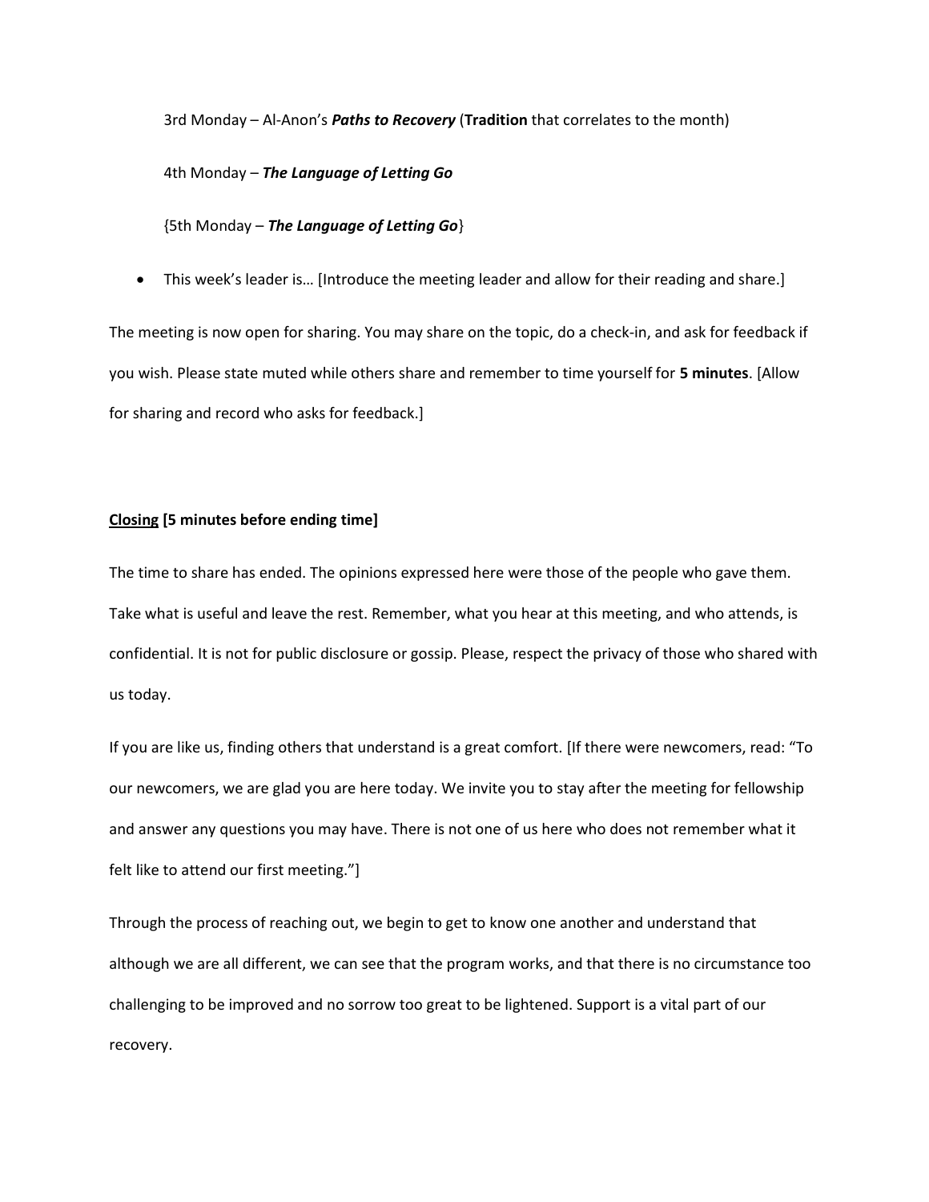3rd Monday – Al-Anon's ***Paths to Recovery*** (**Tradition** that correlates to the month)

4th Monday – ***The Language of Letting Go***

{5th Monday – ***The Language of Letting Go***}

- This week's leader is… [Introduce the meeting leader and allow for their reading and share.]

The meeting is now open for sharing. You may share on the topic, do a check-in, and ask for feedback if you wish. Please state muted while others share and remember to time yourself for **5 minutes**. [Allow for sharing and record who asks for feedback.]

**<u>Closing</u> [5 minutes before ending time]**

The time to share has ended. The opinions expressed here were those of the people who gave them. Take what is useful and leave the rest. Remember, what you hear at this meeting, and who attends, is confidential. It is not for public disclosure or gossip. Please, respect the privacy of those who shared with us today.

If you are like us, finding others that understand is a great comfort. [If there were newcomers, read: "To our newcomers, we are glad you are here today. We invite you to stay after the meeting for fellowship and answer any questions you may have. There is not one of us here who does not remember what it felt like to attend our first meeting."]

Through the process of reaching out, we begin to get to know one another and understand that although we are all different, we can see that the program works, and that there is no circumstance too challenging to be improved and no sorrow too great to be lightened. Support is a vital part of our recovery.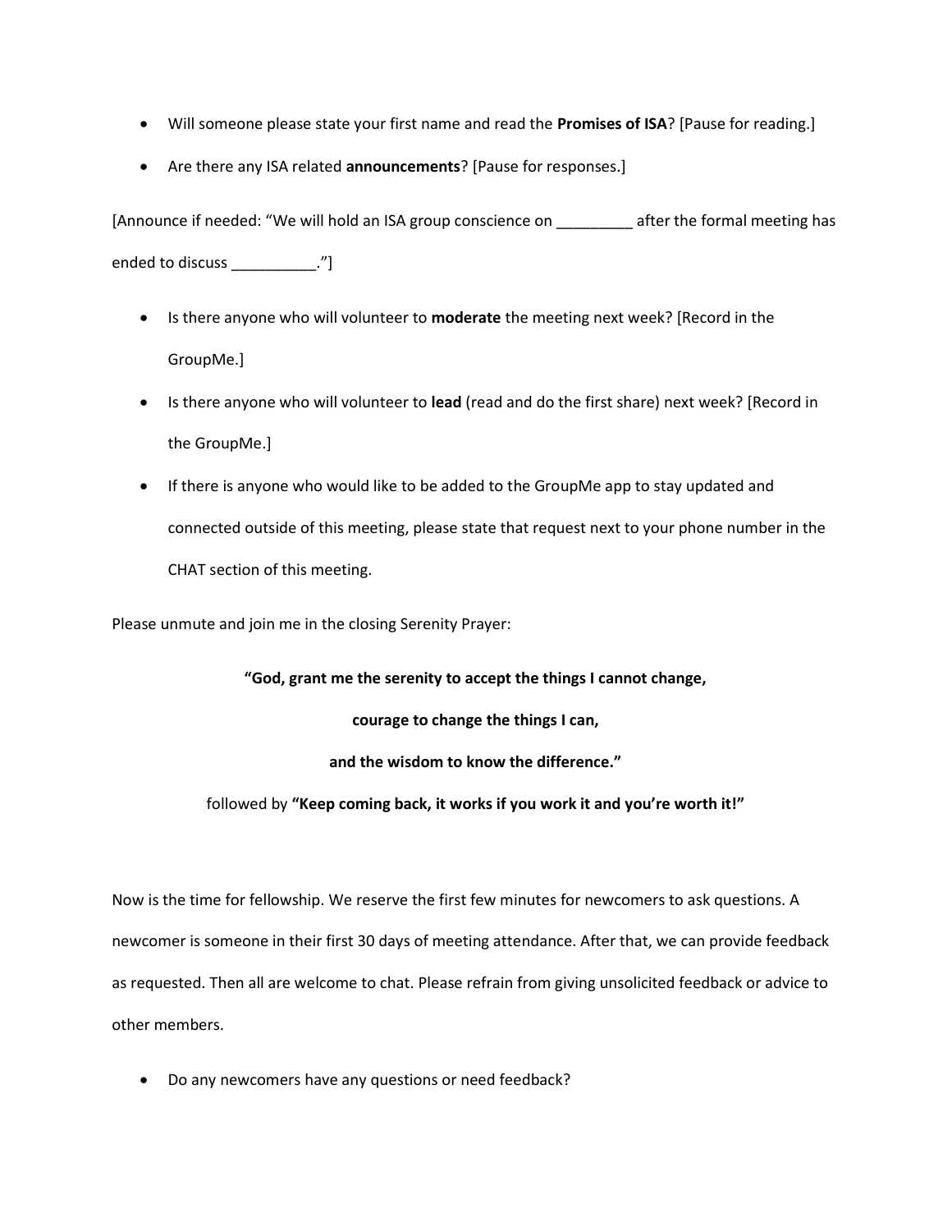- Will someone please state your first name and read the **Promises of ISA**? [Pause for reading.]
- Are there any ISA related **announcements**? [Pause for responses.]

[Announce if needed: "We will hold an ISA group conscience on _________ after the formal meeting has ended to discuss __________."]

- Is there anyone who will volunteer to **moderate** the meeting next week? [Record in the GroupMe.]
- Is there anyone who will volunteer to **lead** (read and do the first share) next week? [Record in the GroupMe.]
- If there is anyone who would like to be added to the GroupMe app to stay updated and connected outside of this meeting, please state that request next to your phone number in the CHAT section of this meeting.

Please unmute and join me in the closing Serenity Prayer:

**"God, grant me the serenity to accept the things I cannot change,**

**courage to change the things I can,**

**and the wisdom to know the difference."**

followed by **"Keep coming back, it works if you work it and you're worth it!"**

Now is the time for fellowship. We reserve the first few minutes for newcomers to ask questions. A newcomer is someone in their first 30 days of meeting attendance. After that, we can provide feedback as requested. Then all are welcome to chat. Please refrain from giving unsolicited feedback or advice to other members.

- Do any newcomers have any questions or need feedback?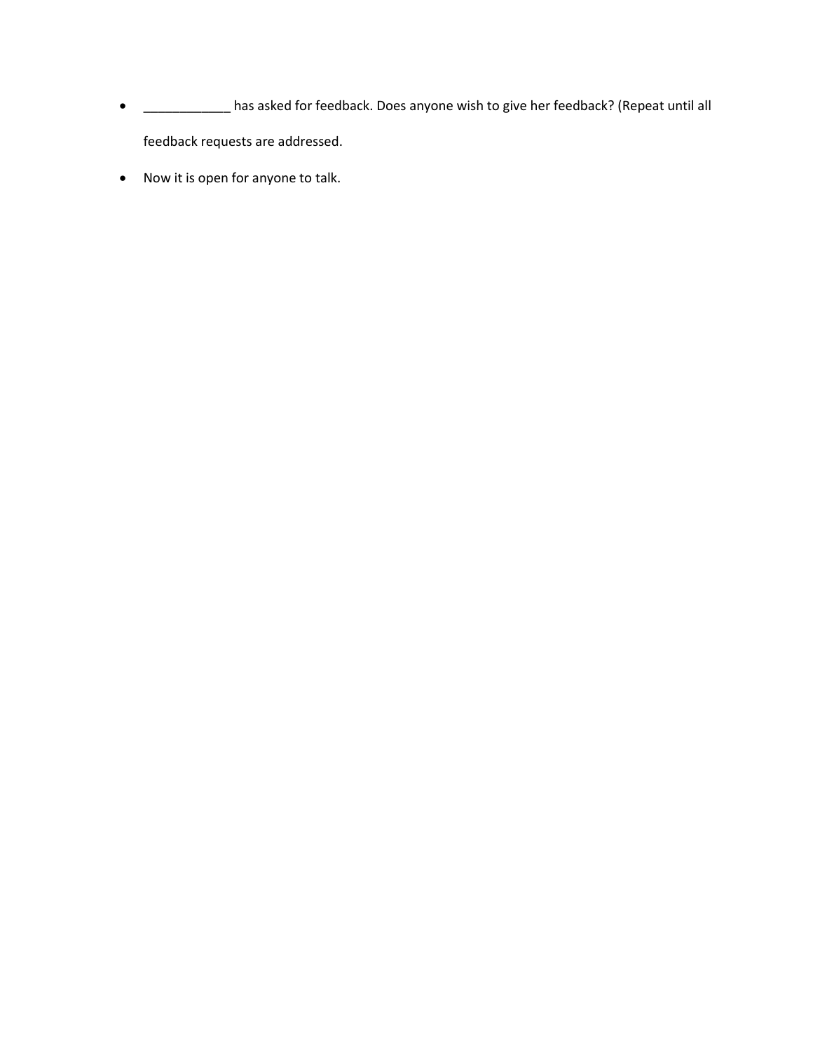- ____________ has asked for feedback. Does anyone wish to give her feedback? (Repeat until all feedback requests are addressed.
- Now it is open for anyone to talk.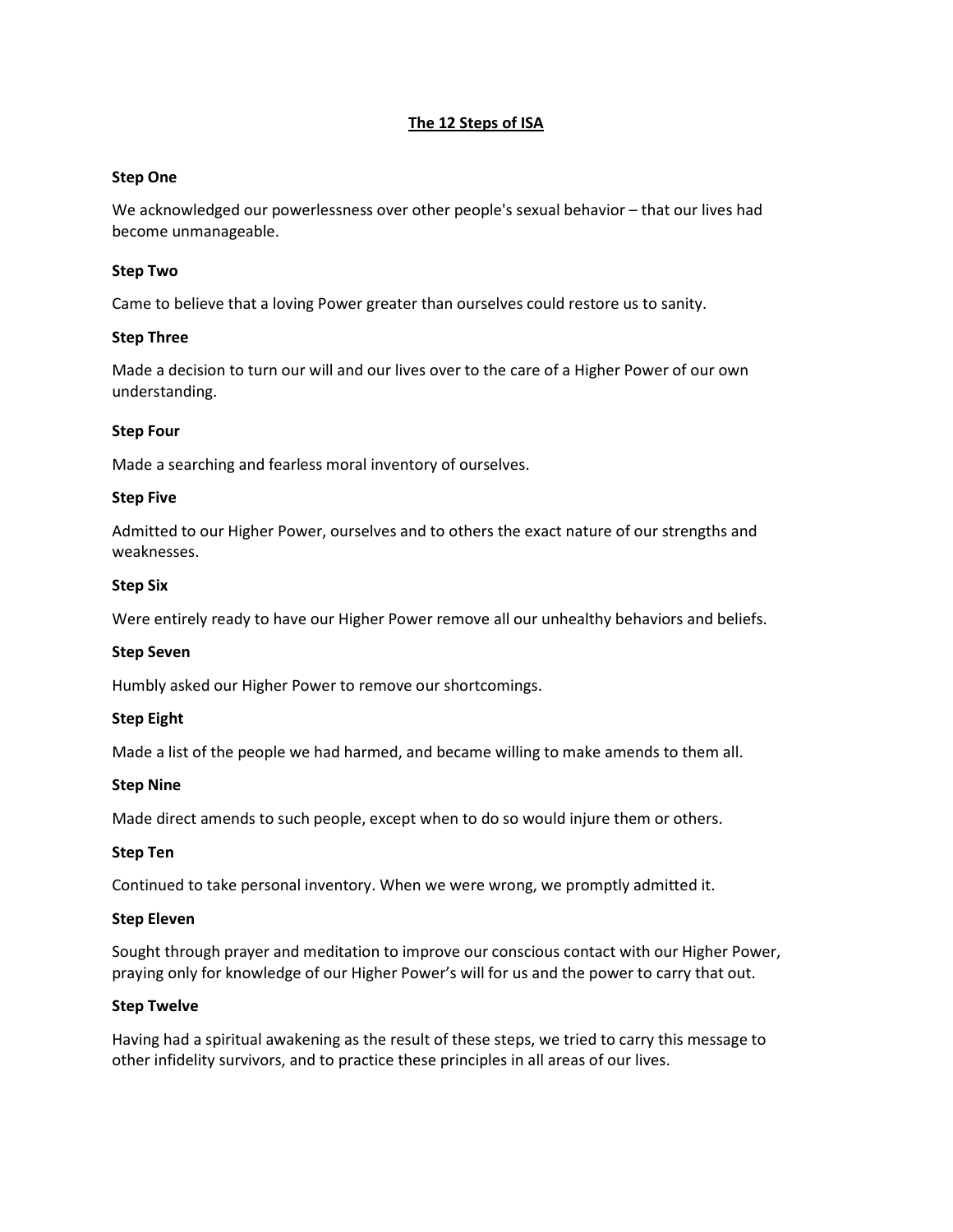# The 12 Steps of ISA

**Step One**

We acknowledged our powerlessness over other people's sexual behavior – that our lives had become unmanageable.

**Step Two**

Came to believe that a loving Power greater than ourselves could restore us to sanity.

**Step Three**

Made a decision to turn our will and our lives over to the care of a Higher Power of our own understanding.

**Step Four**

Made a searching and fearless moral inventory of ourselves.

**Step Five**

Admitted to our Higher Power, ourselves and to others the exact nature of our strengths and weaknesses.

**Step Six**

Were entirely ready to have our Higher Power remove all our unhealthy behaviors and beliefs.

**Step Seven**

Humbly asked our Higher Power to remove our shortcomings.

**Step Eight**

Made a list of the people we had harmed, and became willing to make amends to them all.

**Step Nine**

Made direct amends to such people, except when to do so would injure them or others.

**Step Ten**

Continued to take personal inventory. When we were wrong, we promptly admitted it.

**Step Eleven**

Sought through prayer and meditation to improve our conscious contact with our Higher Power, praying only for knowledge of our Higher Power's will for us and the power to carry that out.

**Step Twelve**

Having had a spiritual awakening as the result of these steps, we tried to carry this message to other infidelity survivors, and to practice these principles in all areas of our lives.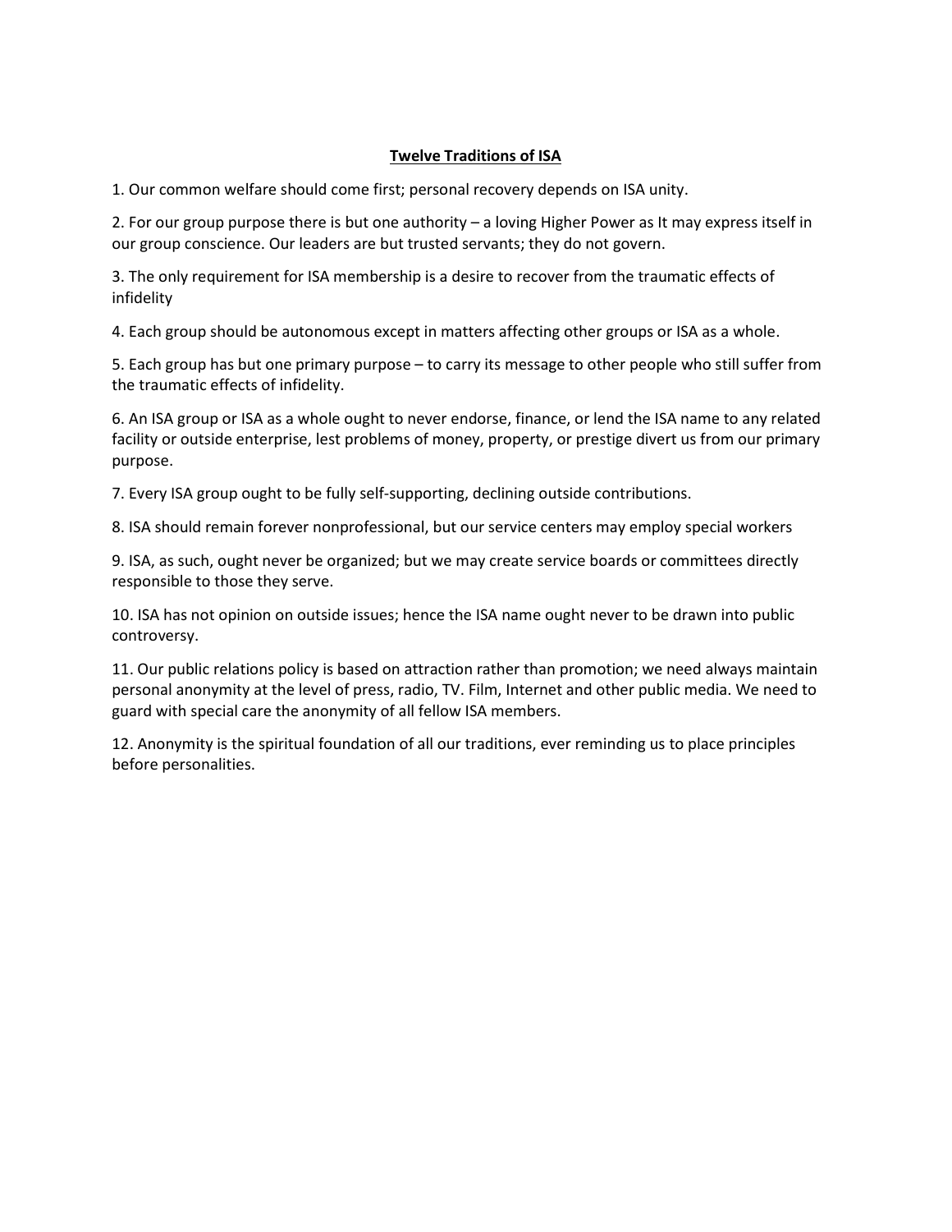**<u>Twelve Traditions of ISA</u>**

1. Our common welfare should come first; personal recovery depends on ISA unity.

2. For our group purpose there is but one authority – a loving Higher Power as It may express itself in our group conscience. Our leaders are but trusted servants; they do not govern.

3. The only requirement for ISA membership is a desire to recover from the traumatic effects of infidelity

4. Each group should be autonomous except in matters affecting other groups or ISA as a whole.

5. Each group has but one primary purpose – to carry its message to other people who still suffer from the traumatic effects of infidelity.

6. An ISA group or ISA as a whole ought to never endorse, finance, or lend the ISA name to any related facility or outside enterprise, lest problems of money, property, or prestige divert us from our primary purpose.

7. Every ISA group ought to be fully self-supporting, declining outside contributions.

8. ISA should remain forever nonprofessional, but our service centers may employ special workers

9. ISA, as such, ought never be organized; but we may create service boards or committees directly responsible to those they serve.

10. ISA has not opinion on outside issues; hence the ISA name ought never to be drawn into public controversy.

11. Our public relations policy is based on attraction rather than promotion; we need always maintain personal anonymity at the level of press, radio, TV. Film, Internet and other public media. We need to guard with special care the anonymity of all fellow ISA members.

12. Anonymity is the spiritual foundation of all our traditions, ever reminding us to place principles before personalities.